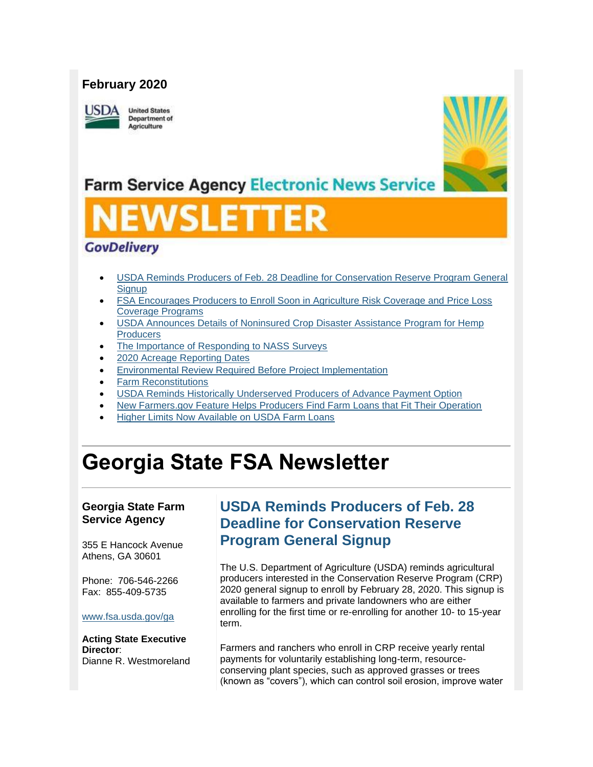**February 2020**

USDA United States Department of Agriculture

Farm Service Agency Electronic News Service

# NEWSLETTER

GovDelivery

- USDA Reminds Producers of Feb. 28 Deadline for Conservation Reserve Program General Signup
- FSA Encourages Producers to Enroll Soon in Agriculture Risk Coverage and Price Loss Coverage Programs
- USDA Announces Details of Noninsured Crop Disaster Assistance Program for Hemp Producers
- The Importance of Responding to NASS Surveys
- 2020 Acreage Reporting Dates
- Environmental Review Required Before Project Implementation
- Farm Reconstitutions
- USDA Reminds Historically Underserved Producers of Advance Payment Option
- New Farmers.gov Feature Helps Producers Find Farm Loans that Fit Their Operation
- Higher Limits Now Available on USDA Farm Loans

# Georgia State FSA Newsletter

**Georgia State Farm Service Agency**

355 E Hancock Avenue
Athens, GA 30601

Phone: 706-546-2266
Fax: 855-409-5735

www.fsa.usda.gov/ga

**Acting State Executive Director**:
Dianne R. Westmoreland

## USDA Reminds Producers of Feb. 28 Deadline for Conservation Reserve Program General Signup

The U.S. Department of Agriculture (USDA) reminds agricultural producers interested in the Conservation Reserve Program (CRP) 2020 general signup to enroll by February 28, 2020. This signup is available to farmers and private landowners who are either enrolling for the first time or re-enrolling for another 10- to 15-year term.

Farmers and ranchers who enroll in CRP receive yearly rental payments for voluntarily establishing long-term, resource-conserving plant species, such as approved grasses or trees (known as "covers"), which can control soil erosion, improve water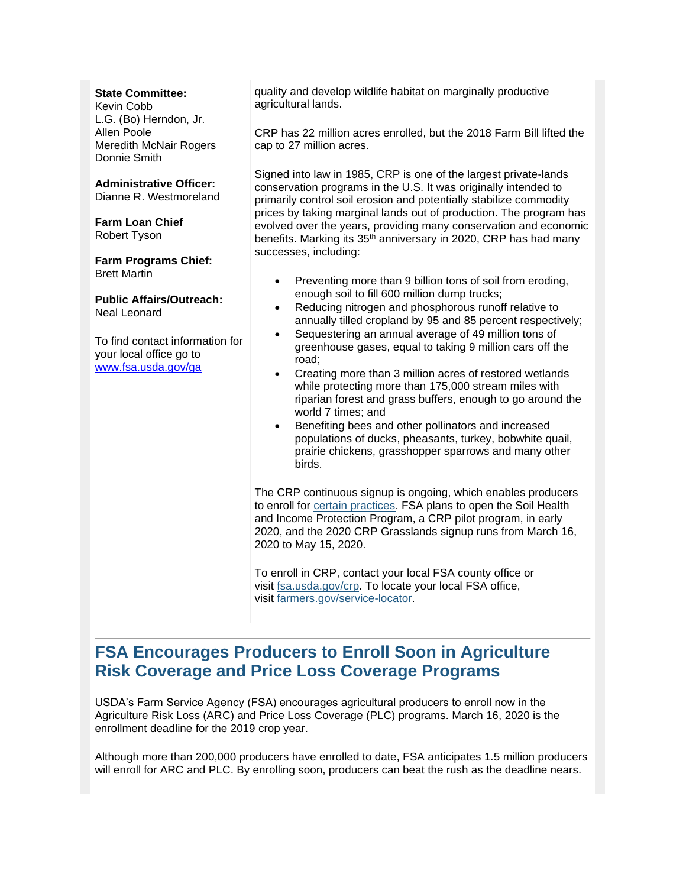**State Committee:**
Kevin Cobb
L.G. (Bo) Herndon, Jr.
Allen Poole
Meredith McNair Rogers
Donnie Smith

**Administrative Officer:**
Dianne R. Westmoreland

**Farm Loan Chief**
Robert Tyson

**Farm Programs Chief:**
Brett Martin

**Public Affairs/Outreach:**
Neal Leonard

To find contact information for your local office go to [www.fsa.usda.gov/ga](www.fsa.usda.gov/ga)

quality and develop wildlife habitat on marginally productive agricultural lands.

CRP has 22 million acres enrolled, but the 2018 Farm Bill lifted the cap to 27 million acres.

Signed into law in 1985, CRP is one of the largest private-lands conservation programs in the U.S. It was originally intended to primarily control soil erosion and potentially stabilize commodity prices by taking marginal lands out of production. The program has evolved over the years, providing many conservation and economic benefits. Marking its 35th anniversary in 2020, CRP has had many successes, including:

- Preventing more than 9 billion tons of soil from eroding, enough soil to fill 600 million dump trucks;
- Reducing nitrogen and phosphorous runoff relative to annually tilled cropland by 95 and 85 percent respectively;
- Sequestering an annual average of 49 million tons of greenhouse gases, equal to taking 9 million cars off the road;
- Creating more than 3 million acres of restored wetlands while protecting more than 175,000 stream miles with riparian forest and grass buffers, enough to go around the world 7 times; and
- Benefiting bees and other pollinators and increased populations of ducks, pheasants, turkey, bobwhite quail, prairie chickens, grasshopper sparrows and many other birds.

The CRP continuous signup is ongoing, which enables producers to enroll for certain practices. FSA plans to open the Soil Health and Income Protection Program, a CRP pilot program, in early 2020, and the 2020 CRP Grasslands signup runs from March 16, 2020 to May 15, 2020.

To enroll in CRP, contact your local FSA county office or visit fsa.usda.gov/crp. To locate your local FSA office, visit farmers.gov/service-locator.

## FSA Encourages Producers to Enroll Soon in Agriculture Risk Coverage and Price Loss Coverage Programs

USDA's Farm Service Agency (FSA) encourages agricultural producers to enroll now in the Agriculture Risk Loss (ARC) and Price Loss Coverage (PLC) programs. March 16, 2020 is the enrollment deadline for the 2019 crop year.

Although more than 200,000 producers have enrolled to date, FSA anticipates 1.5 million producers will enroll for ARC and PLC. By enrolling soon, producers can beat the rush as the deadline nears.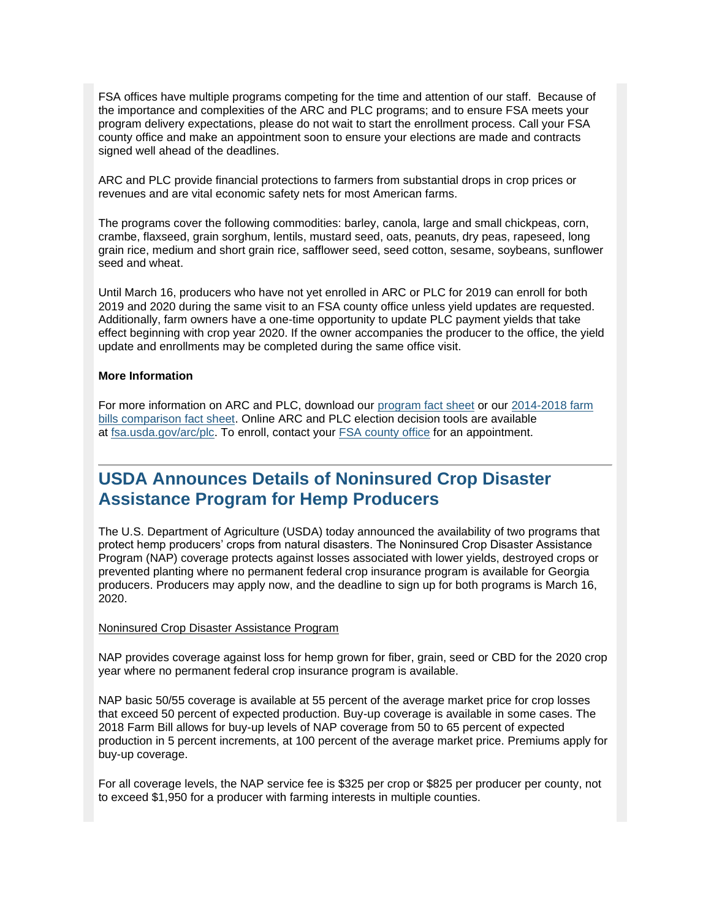FSA offices have multiple programs competing for the time and attention of our staff. Because of the importance and complexities of the ARC and PLC programs; and to ensure FSA meets your program delivery expectations, please do not wait to start the enrollment process. Call your FSA county office and make an appointment soon to ensure your elections are made and contracts signed well ahead of the deadlines.

ARC and PLC provide financial protections to farmers from substantial drops in crop prices or revenues and are vital economic safety nets for most American farms.

The programs cover the following commodities: barley, canola, large and small chickpeas, corn, crambe, flaxseed, grain sorghum, lentils, mustard seed, oats, peanuts, dry peas, rapeseed, long grain rice, medium and short grain rice, safflower seed, seed cotton, sesame, soybeans, sunflower seed and wheat.

Until March 16, producers who have not yet enrolled in ARC or PLC for 2019 can enroll for both 2019 and 2020 during the same visit to an FSA county office unless yield updates are requested. Additionally, farm owners have a one-time opportunity to update PLC payment yields that take effect beginning with crop year 2020. If the owner accompanies the producer to the office, the yield update and enrollments may be completed during the same office visit.

**More Information**

For more information on ARC and PLC, download our [program fact sheet] or our [2014-2018 farm bills comparison fact sheet]. Online ARC and PLC election decision tools are available at fsa.usda.gov/arc/plc. To enroll, contact your [FSA county office] for an appointment.

## USDA Announces Details of Noninsured Crop Disaster Assistance Program for Hemp Producers

The U.S. Department of Agriculture (USDA) today announced the availability of two programs that protect hemp producers' crops from natural disasters. The Noninsured Crop Disaster Assistance Program (NAP) coverage protects against losses associated with lower yields, destroyed crops or prevented planting where no permanent federal crop insurance program is available for Georgia producers. Producers may apply now, and the deadline to sign up for both programs is March 16, 2020.

Noninsured Crop Disaster Assistance Program

NAP provides coverage against loss for hemp grown for fiber, grain, seed or CBD for the 2020 crop year where no permanent federal crop insurance program is available.

NAP basic 50/55 coverage is available at 55 percent of the average market price for crop losses that exceed 50 percent of expected production. Buy-up coverage is available in some cases. The 2018 Farm Bill allows for buy-up levels of NAP coverage from 50 to 65 percent of expected production in 5 percent increments, at 100 percent of the average market price. Premiums apply for buy-up coverage.

For all coverage levels, the NAP service fee is $325 per crop or $825 per producer per county, not to exceed $1,950 for a producer with farming interests in multiple counties.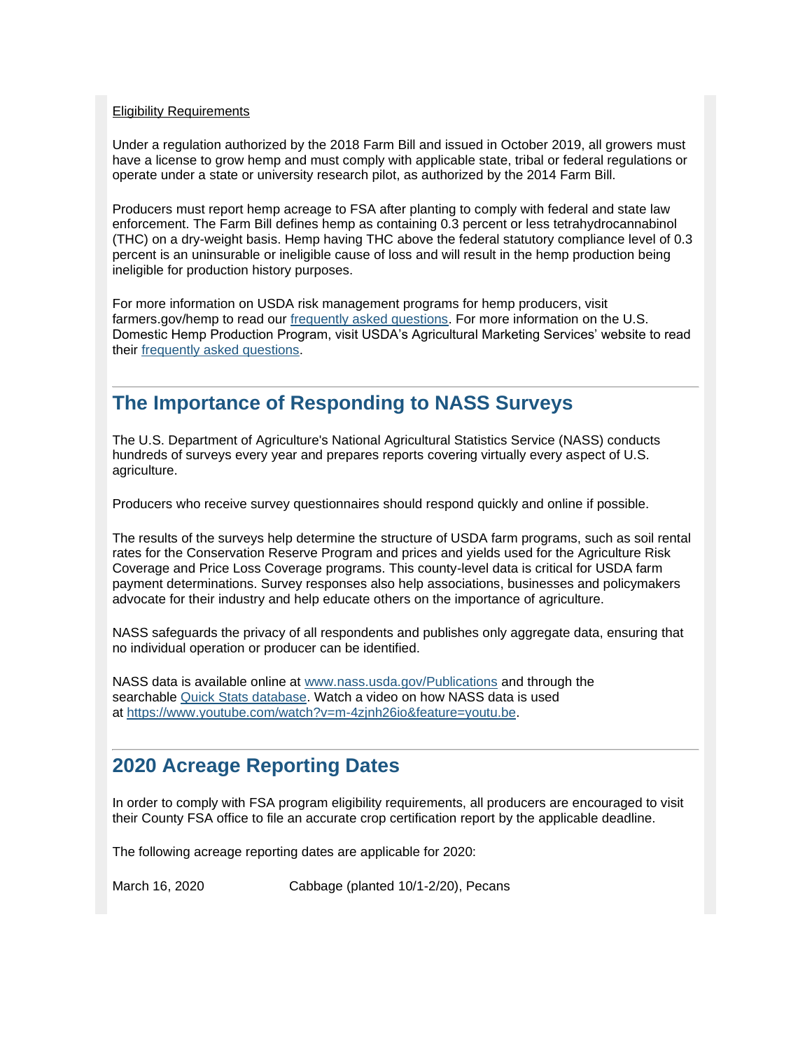Eligibility Requirements

Under a regulation authorized by the 2018 Farm Bill and issued in October 2019, all growers must have a license to grow hemp and must comply with applicable state, tribal or federal regulations or operate under a state or university research pilot, as authorized by the 2014 Farm Bill.

Producers must report hemp acreage to FSA after planting to comply with federal and state law enforcement. The Farm Bill defines hemp as containing 0.3 percent or less tetrahydrocannabinol (THC) on a dry-weight basis. Hemp having THC above the federal statutory compliance level of 0.3 percent is an uninsurable or ineligible cause of loss and will result in the hemp production being ineligible for production history purposes.

For more information on USDA risk management programs for hemp producers, visit farmers.gov/hemp to read our [frequently asked questions](). For more information on the U.S. Domestic Hemp Production Program, visit USDA's Agricultural Marketing Services' website to read their [frequently asked questions]().

## The Importance of Responding to NASS Surveys

The U.S. Department of Agriculture's National Agricultural Statistics Service (NASS) conducts hundreds of surveys every year and prepares reports covering virtually every aspect of U.S. agriculture.

Producers who receive survey questionnaires should respond quickly and online if possible.

The results of the surveys help determine the structure of USDA farm programs, such as soil rental rates for the Conservation Reserve Program and prices and yields used for the Agriculture Risk Coverage and Price Loss Coverage programs. This county-level data is critical for USDA farm payment determinations. Survey responses also help associations, businesses and policymakers advocate for their industry and help educate others on the importance of agriculture.

NASS safeguards the privacy of all respondents and publishes only aggregate data, ensuring that no individual operation or producer can be identified.

NASS data is available online at [www.nass.usda.gov/Publications]() and through the searchable [Quick Stats database](). Watch a video on how NASS data is used at [https://www.youtube.com/watch?v=m-4zjnh26io&feature=youtu.be]().

## 2020 Acreage Reporting Dates

In order to comply with FSA program eligibility requirements, all producers are encouraged to visit their County FSA office to file an accurate crop certification report by the applicable deadline.

The following acreage reporting dates are applicable for 2020:

| | |
|---|---|
| March 16, 2020 | Cabbage (planted 10/1-2/20), Pecans |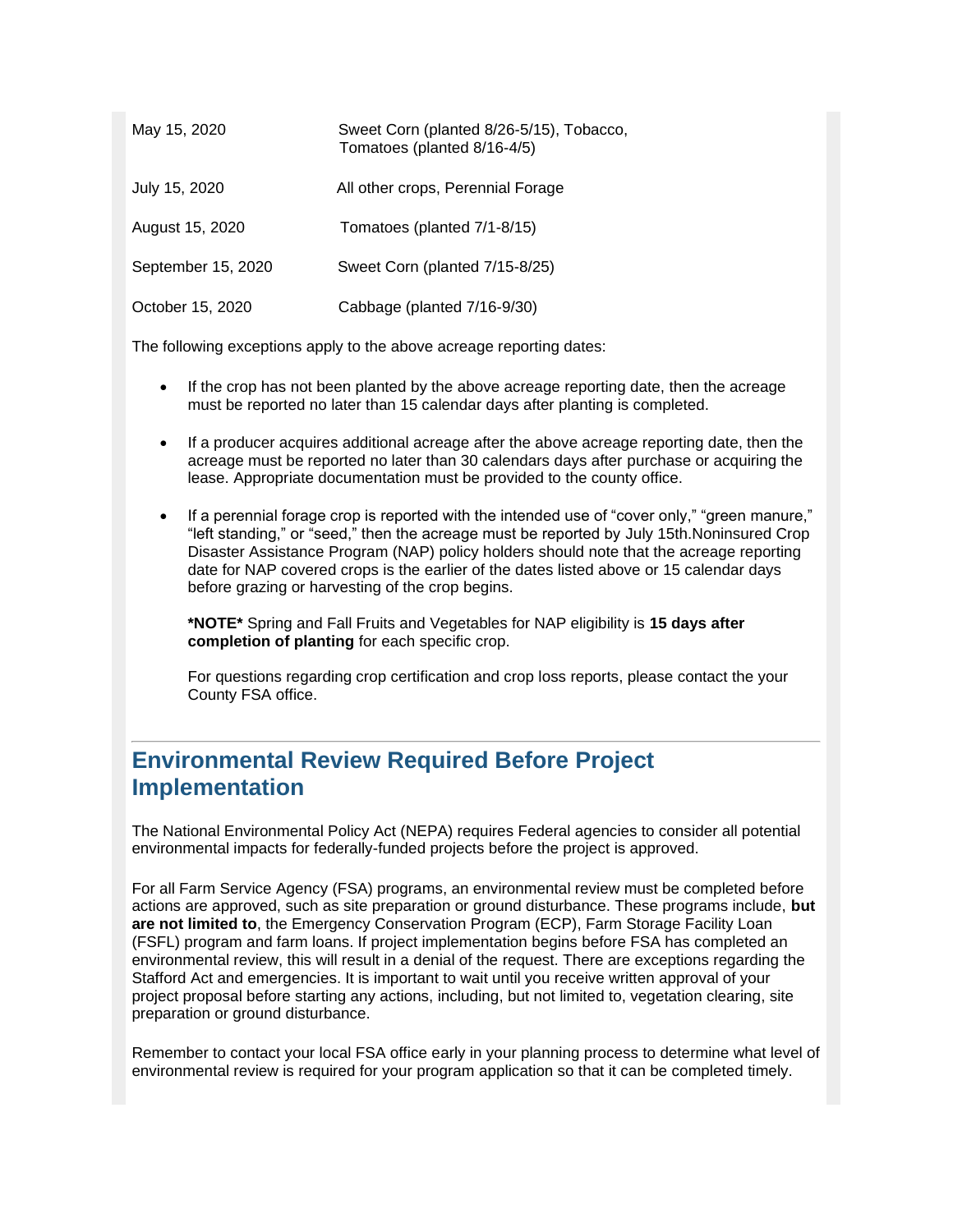| | |
|---|---|
| May 15, 2020 | Sweet Corn (planted 8/26-5/15), Tobacco, Tomatoes (planted 8/16-4/5) |
| July 15, 2020 | All other crops, Perennial Forage |
| August 15, 2020 | Tomatoes (planted 7/1-8/15) |
| September 15, 2020 | Sweet Corn (planted 7/15-8/25) |
| October 15, 2020 | Cabbage (planted 7/16-9/30) |

The following exceptions apply to the above acreage reporting dates:

- If the crop has not been planted by the above acreage reporting date, then the acreage must be reported no later than 15 calendar days after planting is completed.
- If a producer acquires additional acreage after the above acreage reporting date, then the acreage must be reported no later than 30 calendars days after purchase or acquiring the lease. Appropriate documentation must be provided to the county office.
- If a perennial forage crop is reported with the intended use of "cover only," "green manure," "left standing," or "seed," then the acreage must be reported by July 15th.Noninsured Crop Disaster Assistance Program (NAP) policy holders should note that the acreage reporting date for NAP covered crops is the earlier of the dates listed above or 15 calendar days before grazing or harvesting of the crop begins.

  ***NOTE*** Spring and Fall Fruits and Vegetables for NAP eligibility is **15 days after completion of planting** for each specific crop.

  For questions regarding crop certification and crop loss reports, please contact the your County FSA office.

---

## Environmental Review Required Before Project Implementation

The National Environmental Policy Act (NEPA) requires Federal agencies to consider all potential environmental impacts for federally-funded projects before the project is approved.

For all Farm Service Agency (FSA) programs, an environmental review must be completed before actions are approved, such as site preparation or ground disturbance. These programs include, **but are not limited to**, the Emergency Conservation Program (ECP), Farm Storage Facility Loan (FSFL) program and farm loans. If project implementation begins before FSA has completed an environmental review, this will result in a denial of the request. There are exceptions regarding the Stafford Act and emergencies. It is important to wait until you receive written approval of your project proposal before starting any actions, including, but not limited to, vegetation clearing, site preparation or ground disturbance.

Remember to contact your local FSA office early in your planning process to determine what level of environmental review is required for your program application so that it can be completed timely.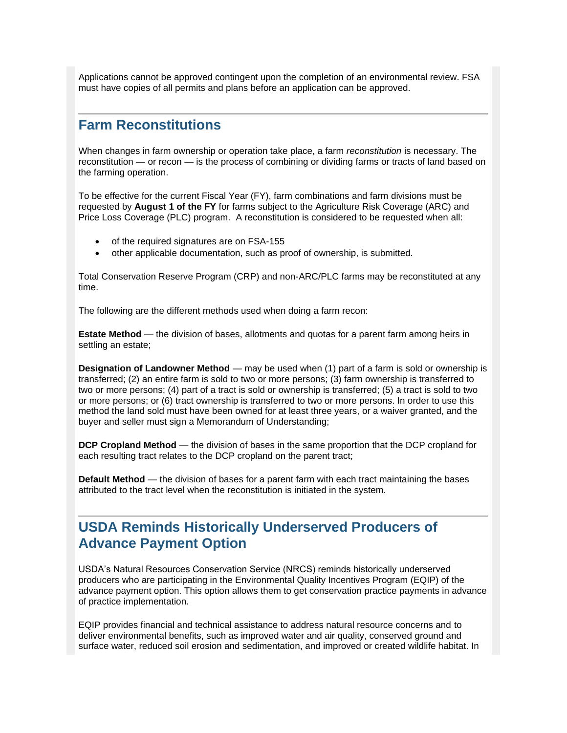Applications cannot be approved contingent upon the completion of an environmental review. FSA must have copies of all permits and plans before an application can be approved.

## Farm Reconstitutions

When changes in farm ownership or operation take place, a farm *reconstitution* is necessary. The reconstitution — or recon — is the process of combining or dividing farms or tracts of land based on the farming operation.

To be effective for the current Fiscal Year (FY), farm combinations and farm divisions must be requested by **August 1 of the FY** for farms subject to the Agriculture Risk Coverage (ARC) and Price Loss Coverage (PLC) program. A reconstitution is considered to be requested when all:

- of the required signatures are on FSA-155
- other applicable documentation, such as proof of ownership, is submitted.

Total Conservation Reserve Program (CRP) and non-ARC/PLC farms may be reconstituted at any time.

The following are the different methods used when doing a farm recon:

**Estate Method** — the division of bases, allotments and quotas for a parent farm among heirs in settling an estate;

**Designation of Landowner Method** — may be used when (1) part of a farm is sold or ownership is transferred; (2) an entire farm is sold to two or more persons; (3) farm ownership is transferred to two or more persons; (4) part of a tract is sold or ownership is transferred; (5) a tract is sold to two or more persons; or (6) tract ownership is transferred to two or more persons. In order to use this method the land sold must have been owned for at least three years, or a waiver granted, and the buyer and seller must sign a Memorandum of Understanding;

**DCP Cropland Method** — the division of bases in the same proportion that the DCP cropland for each resulting tract relates to the DCP cropland on the parent tract;

**Default Method** — the division of bases for a parent farm with each tract maintaining the bases attributed to the tract level when the reconstitution is initiated in the system.

## USDA Reminds Historically Underserved Producers of Advance Payment Option

USDA's Natural Resources Conservation Service (NRCS) reminds historically underserved producers who are participating in the Environmental Quality Incentives Program (EQIP) of the advance payment option. This option allows them to get conservation practice payments in advance of practice implementation.

EQIP provides financial and technical assistance to address natural resource concerns and to deliver environmental benefits, such as improved water and air quality, conserved ground and surface water, reduced soil erosion and sedimentation, and improved or created wildlife habitat. In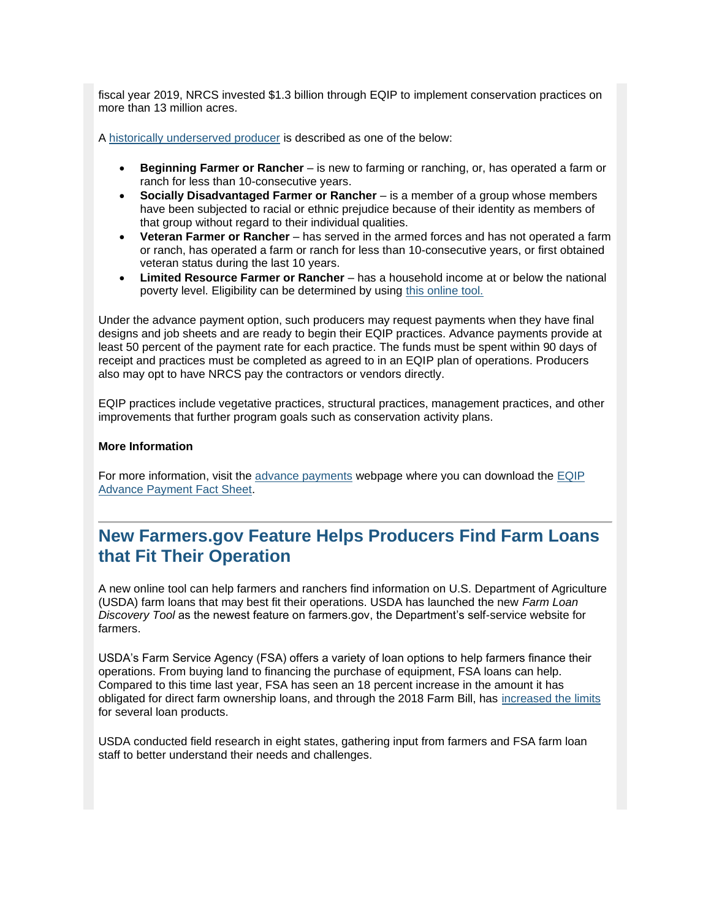fiscal year 2019, NRCS invested $1.3 billion through EQIP to implement conservation practices on more than 13 million acres.

A historically underserved producer is described as one of the below:

- **Beginning Farmer or Rancher** – is new to farming or ranching, or, has operated a farm or ranch for less than 10-consecutive years.
- **Socially Disadvantaged Farmer or Rancher** – is a member of a group whose members have been subjected to racial or ethnic prejudice because of their identity as members of that group without regard to their individual qualities.
- **Veteran Farmer or Rancher** – has served in the armed forces and has not operated a farm or ranch, has operated a farm or ranch for less than 10-consecutive years, or first obtained veteran status during the last 10 years.
- **Limited Resource Farmer or Rancher** – has a household income at or below the national poverty level. Eligibility can be determined by using this online tool.

Under the advance payment option, such producers may request payments when they have final designs and job sheets and are ready to begin their EQIP practices. Advance payments provide at least 50 percent of the payment rate for each practice. The funds must be spent within 90 days of receipt and practices must be completed as agreed to in an EQIP plan of operations. Producers also may opt to have NRCS pay the contractors or vendors directly.

EQIP practices include vegetative practices, structural practices, management practices, and other improvements that further program goals such as conservation activity plans.

**More Information**

For more information, visit the advance payments webpage where you can download the EQIP Advance Payment Fact Sheet.

## New Farmers.gov Feature Helps Producers Find Farm Loans that Fit Their Operation

A new online tool can help farmers and ranchers find information on U.S. Department of Agriculture (USDA) farm loans that may best fit their operations. USDA has launched the new *Farm Loan Discovery Tool* as the newest feature on farmers.gov, the Department's self-service website for farmers.

USDA's Farm Service Agency (FSA) offers a variety of loan options to help farmers finance their operations. From buying land to financing the purchase of equipment, FSA loans can help. Compared to this time last year, FSA has seen an 18 percent increase in the amount it has obligated for direct farm ownership loans, and through the 2018 Farm Bill, has increased the limits for several loan products.

USDA conducted field research in eight states, gathering input from farmers and FSA farm loan staff to better understand their needs and challenges.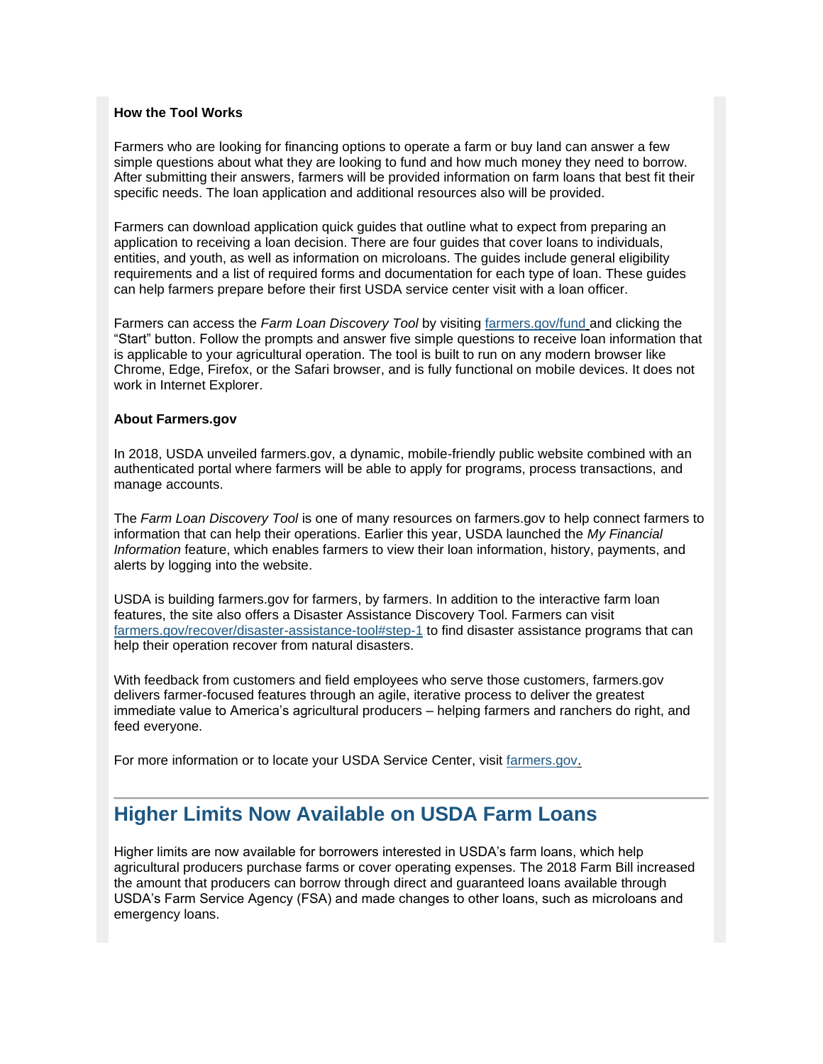**How the Tool Works**

Farmers who are looking for financing options to operate a farm or buy land can answer a few simple questions about what they are looking to fund and how much money they need to borrow. After submitting their answers, farmers will be provided information on farm loans that best fit their specific needs. The loan application and additional resources also will be provided.

Farmers can download application quick guides that outline what to expect from preparing an application to receiving a loan decision. There are four guides that cover loans to individuals, entities, and youth, as well as information on microloans. The guides include general eligibility requirements and a list of required forms and documentation for each type of loan. These guides can help farmers prepare before their first USDA service center visit with a loan officer.

Farmers can access the *Farm Loan Discovery Tool* by visiting farmers.gov/fund and clicking the "Start" button. Follow the prompts and answer five simple questions to receive loan information that is applicable to your agricultural operation. The tool is built to run on any modern browser like Chrome, Edge, Firefox, or the Safari browser, and is fully functional on mobile devices. It does not work in Internet Explorer.

**About Farmers.gov**

In 2018, USDA unveiled farmers.gov, a dynamic, mobile-friendly public website combined with an authenticated portal where farmers will be able to apply for programs, process transactions, and manage accounts.

The *Farm Loan Discovery Tool* is one of many resources on farmers.gov to help connect farmers to information that can help their operations. Earlier this year, USDA launched the *My Financial Information* feature, which enables farmers to view their loan information, history, payments, and alerts by logging into the website.

USDA is building farmers.gov for farmers, by farmers. In addition to the interactive farm loan features, the site also offers a Disaster Assistance Discovery Tool. Farmers can visit farmers.gov/recover/disaster-assistance-tool#step-1 to find disaster assistance programs that can help their operation recover from natural disasters.

With feedback from customers and field employees who serve those customers, farmers.gov delivers farmer-focused features through an agile, iterative process to deliver the greatest immediate value to America's agricultural producers – helping farmers and ranchers do right, and feed everyone.

For more information or to locate your USDA Service Center, visit farmers.gov.

## Higher Limits Now Available on USDA Farm Loans

Higher limits are now available for borrowers interested in USDA's farm loans, which help agricultural producers purchase farms or cover operating expenses. The 2018 Farm Bill increased the amount that producers can borrow through direct and guaranteed loans available through USDA's Farm Service Agency (FSA) and made changes to other loans, such as microloans and emergency loans.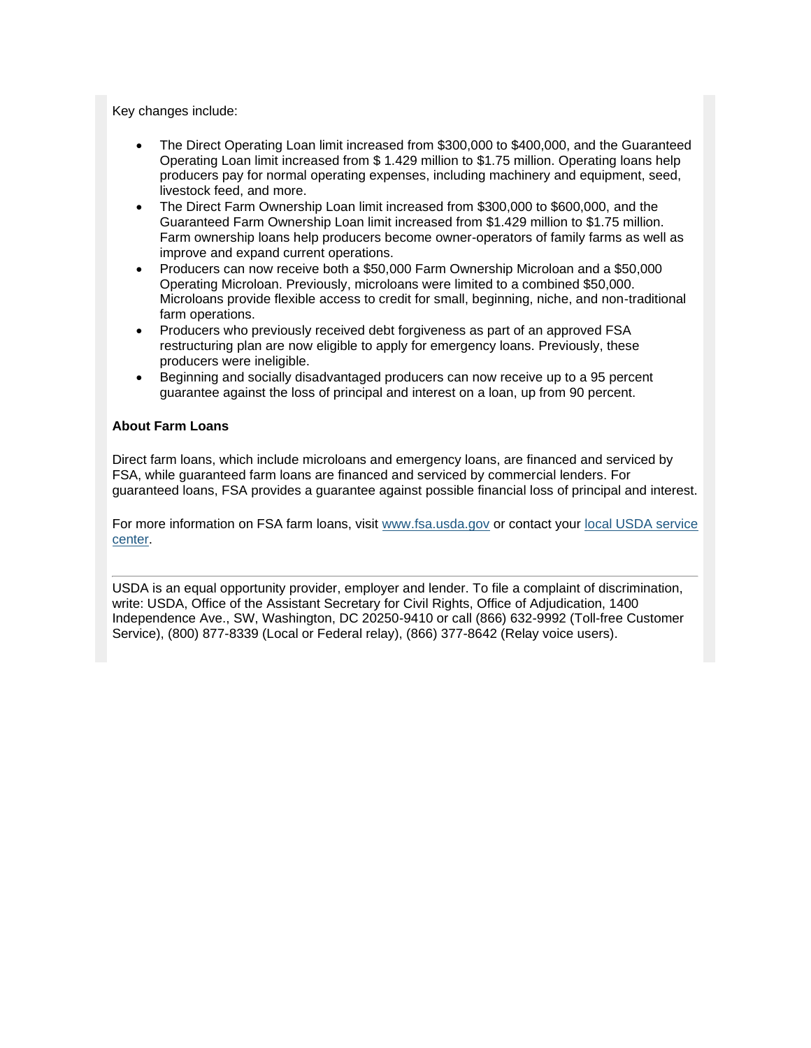Key changes include:

- The Direct Operating Loan limit increased from $300,000 to $400,000, and the Guaranteed Operating Loan limit increased from $ 1.429 million to $1.75 million. Operating loans help producers pay for normal operating expenses, including machinery and equipment, seed, livestock feed, and more.
- The Direct Farm Ownership Loan limit increased from $300,000 to $600,000, and the Guaranteed Farm Ownership Loan limit increased from $1.429 million to $1.75 million. Farm ownership loans help producers become owner-operators of family farms as well as improve and expand current operations.
- Producers can now receive both a $50,000 Farm Ownership Microloan and a $50,000 Operating Microloan. Previously, microloans were limited to a combined $50,000. Microloans provide flexible access to credit for small, beginning, niche, and non-traditional farm operations.
- Producers who previously received debt forgiveness as part of an approved FSA restructuring plan are now eligible to apply for emergency loans. Previously, these producers were ineligible.
- Beginning and socially disadvantaged producers can now receive up to a 95 percent guarantee against the loss of principal and interest on a loan, up from 90 percent.

**About Farm Loans**

Direct farm loans, which include microloans and emergency loans, are financed and serviced by FSA, while guaranteed farm loans are financed and serviced by commercial lenders. For guaranteed loans, FSA provides a guarantee against possible financial loss of principal and interest.

For more information on FSA farm loans, visit [www.fsa.usda.gov](www.fsa.usda.gov) or contact your local USDA service center.

---

USDA is an equal opportunity provider, employer and lender. To file a complaint of discrimination, write: USDA, Office of the Assistant Secretary for Civil Rights, Office of Adjudication, 1400 Independence Ave., SW, Washington, DC 20250-9410 or call (866) 632-9992 (Toll-free Customer Service), (800) 877-8339 (Local or Federal relay), (866) 377-8642 (Relay voice users).